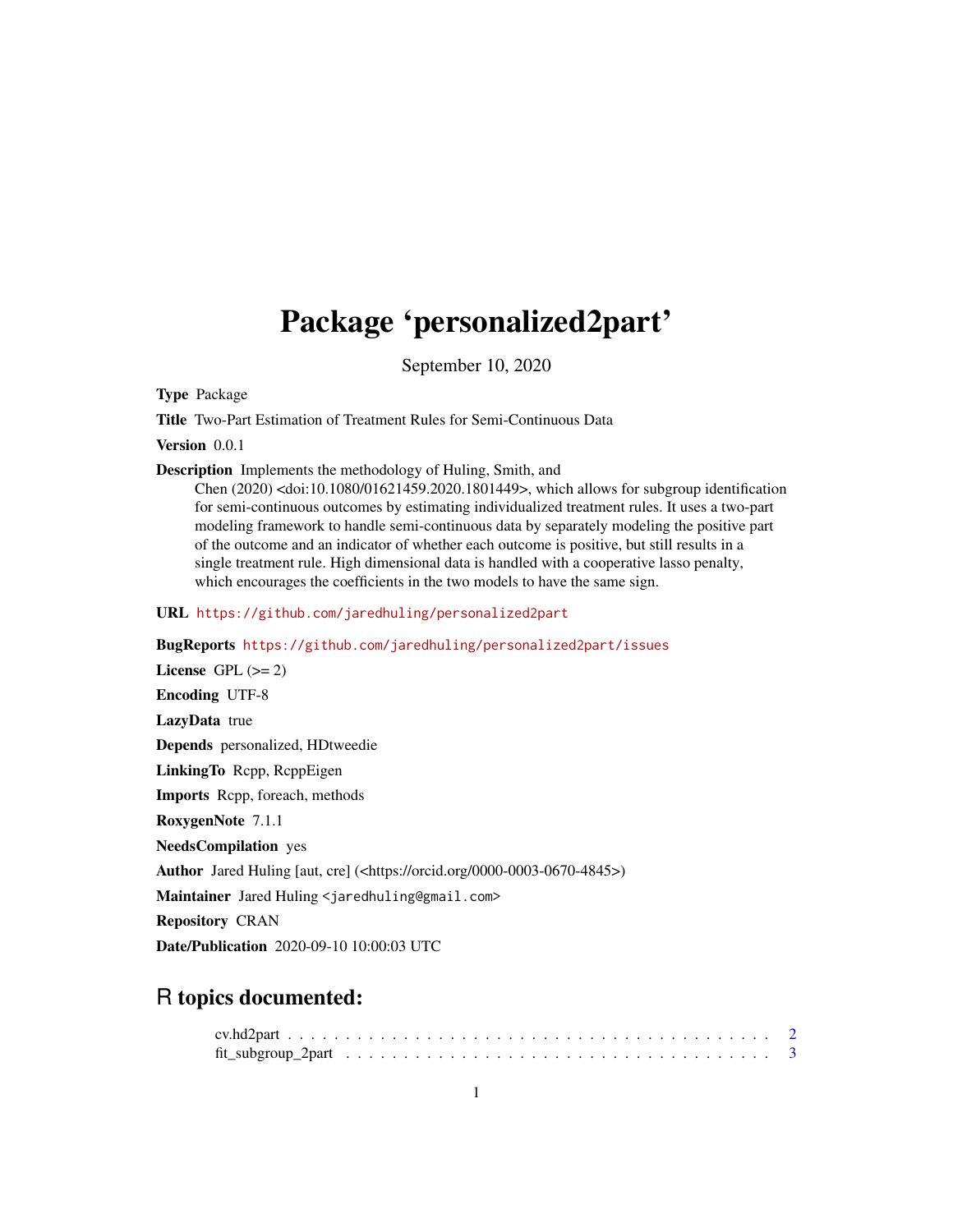# Package 'personalized2part'

September 10, 2020

**Type** Package

**Title** Two-Part Estimation of Treatment Rules for Semi-Continuous Data

**Version** 0.0.1

**Description** Implements the methodology of Huling, Smith, and Chen (2020) <doi:10.1080/01621459.2020.1801449>, which allows for subgroup identification for semi-continuous outcomes by estimating individualized treatment rules. It uses a two-part modeling framework to handle semi-continuous data by separately modeling the positive part of the outcome and an indicator of whether each outcome is positive, but still results in a single treatment rule. High dimensional data is handled with a cooperative lasso penalty, which encourages the coefficients in the two models to have the same sign.

**URL** https://github.com/jaredhuling/personalized2part

**BugReports** https://github.com/jaredhuling/personalized2part/issues

**License** GPL (>= 2)

**Encoding** UTF-8

**LazyData** true

**Depends** personalized, HDtweedie

**LinkingTo** Rcpp, RcppEigen

**Imports** Rcpp, foreach, methods

**RoxygenNote** 7.1.1

**NeedsCompilation** yes

**Author** Jared Huling [aut, cre] (<https://orcid.org/0000-0003-0670-4845>)

**Maintainer** Jared Huling <jaredhuling@gmail.com>

**Repository** CRAN

**Date/Publication** 2020-09-10 10:00:03 UTC

## R topics documented:

cv.hd2part . . . . . . . . . . . . . . . . . . . . . . . . . . . . . . . . . . . . . . . . . . 2
fit_subgroup_2part . . . . . . . . . . . . . . . . . . . . . . . . . . . . . . . . . . . . . 3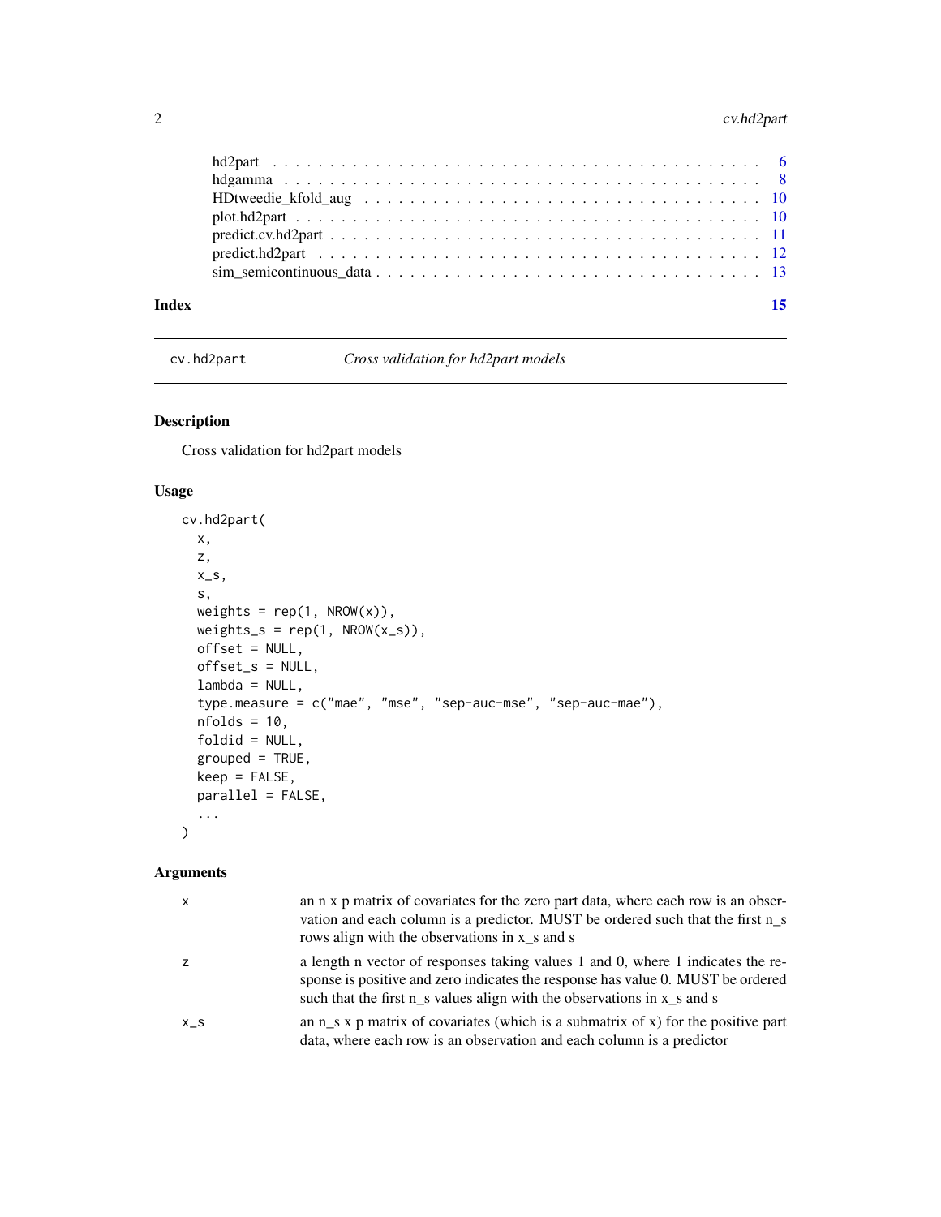| | |
|---|---|
| hd2part | 6 |
| hdgamma | 8 |
| HDtweedie_kfold_aug | 10 |
| plot.hd2part | 10 |
| predict.cv.hd2part | 11 |
| predict.hd2part | 12 |
| sim_semicontinuous_data | 13 |

**Index** **15**

---

## cv.hd2part — *Cross validation for hd2part models*

### Description

Cross validation for hd2part models

### Usage

```
cv.hd2part(
  x,
  z,
  x_s,
  s,
  weights = rep(1, NROW(x)),
  weights_s = rep(1, NROW(x_s)),
  offset = NULL,
  offset_s = NULL,
  lambda = NULL,
  type.measure = c("mae", "mse", "sep-auc-mse", "sep-auc-mae"),
  nfolds = 10,
  foldid = NULL,
  grouped = TRUE,
  keep = FALSE,
  parallel = FALSE,
  ...
)
```

### Arguments

| | |
|---|---|
| x | an n x p matrix of covariates for the zero part data, where each row is an observation and each column is a predictor. MUST be ordered such that the first n_s rows align with the observations in x_s and s |
| z | a length n vector of responses taking values 1 and 0, where 1 indicates the response is positive and zero indicates the response has value 0. MUST be ordered such that the first n_s values align with the observations in x_s and s |
| x_s | an n_s x p matrix of covariates (which is a submatrix of x) for the positive part data, where each row is an observation and each column is a predictor |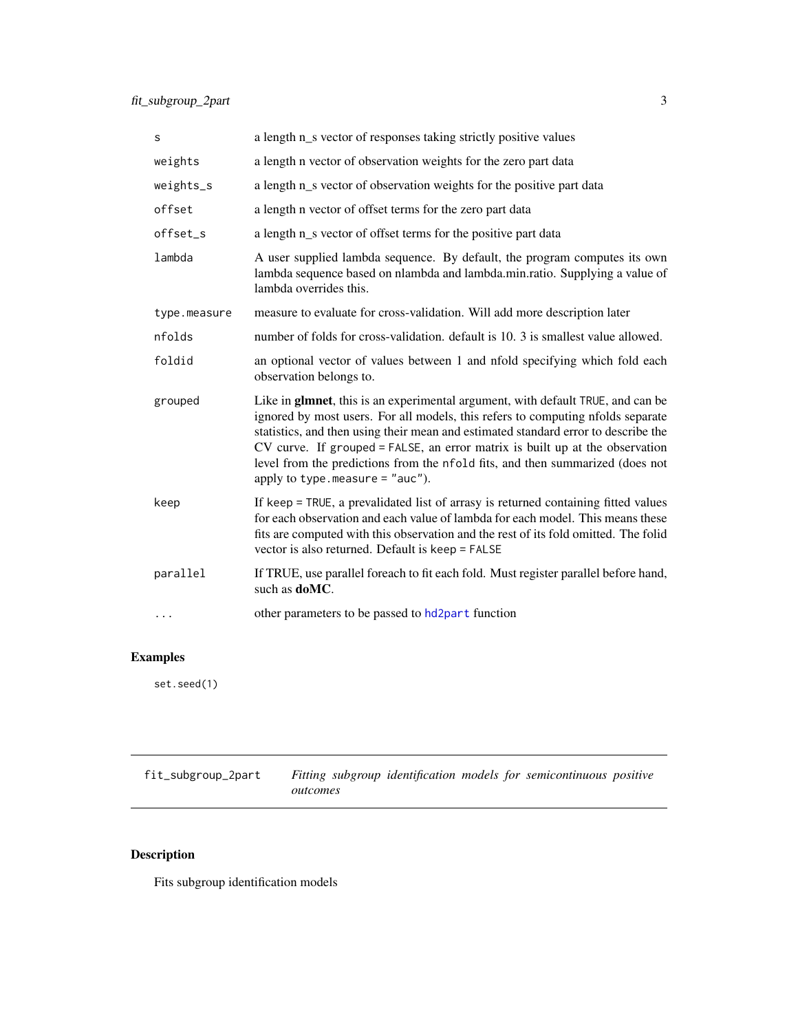| | |
|---|---|
| `s` | a length n_s vector of responses taking strictly positive values |
| `weights` | a length n vector of observation weights for the zero part data |
| `weights_s` | a length n_s vector of observation weights for the positive part data |
| `offset` | a length n vector of offset terms for the zero part data |
| `offset_s` | a length n_s vector of offset terms for the positive part data |
| `lambda` | A user supplied lambda sequence. By default, the program computes its own lambda sequence based on nlambda and lambda.min.ratio. Supplying a value of lambda overrides this. |
| `type.measure` | measure to evaluate for cross-validation. Will add more description later |
| `nfolds` | number of folds for cross-validation. default is 10. 3 is smallest value allowed. |
| `foldid` | an optional vector of values between 1 and nfold specifying which fold each observation belongs to. |
| `grouped` | Like in **glmnet**, this is an experimental argument, with default `TRUE`, and can be ignored by most users. For all models, this refers to computing nfolds separate statistics, and then using their mean and estimated standard error to describe the CV curve. If `grouped = FALSE`, an error matrix is built up at the observation level from the predictions from the `nfold` fits, and then summarized (does not apply to `type.measure = "auc"`). |
| `keep` | If `keep = TRUE`, a prevalidated list of arrasy is returned containing fitted values for each observation and each value of lambda for each model. This means these fits are computed with this observation and the rest of its fold omitted. The folid vector is also returned. Default is `keep = FALSE` |
| `parallel` | If TRUE, use parallel foreach to fit each fold. Must register parallel before hand, such as **doMC**. |
| `...` | other parameters to be passed to `hd2part` function |

## Examples

```
set.seed(1)
```

---

## fit_subgroup_2part — *Fitting subgroup identification models for semicontinuous positive outcomes*

---

### Description

Fits subgroup identification models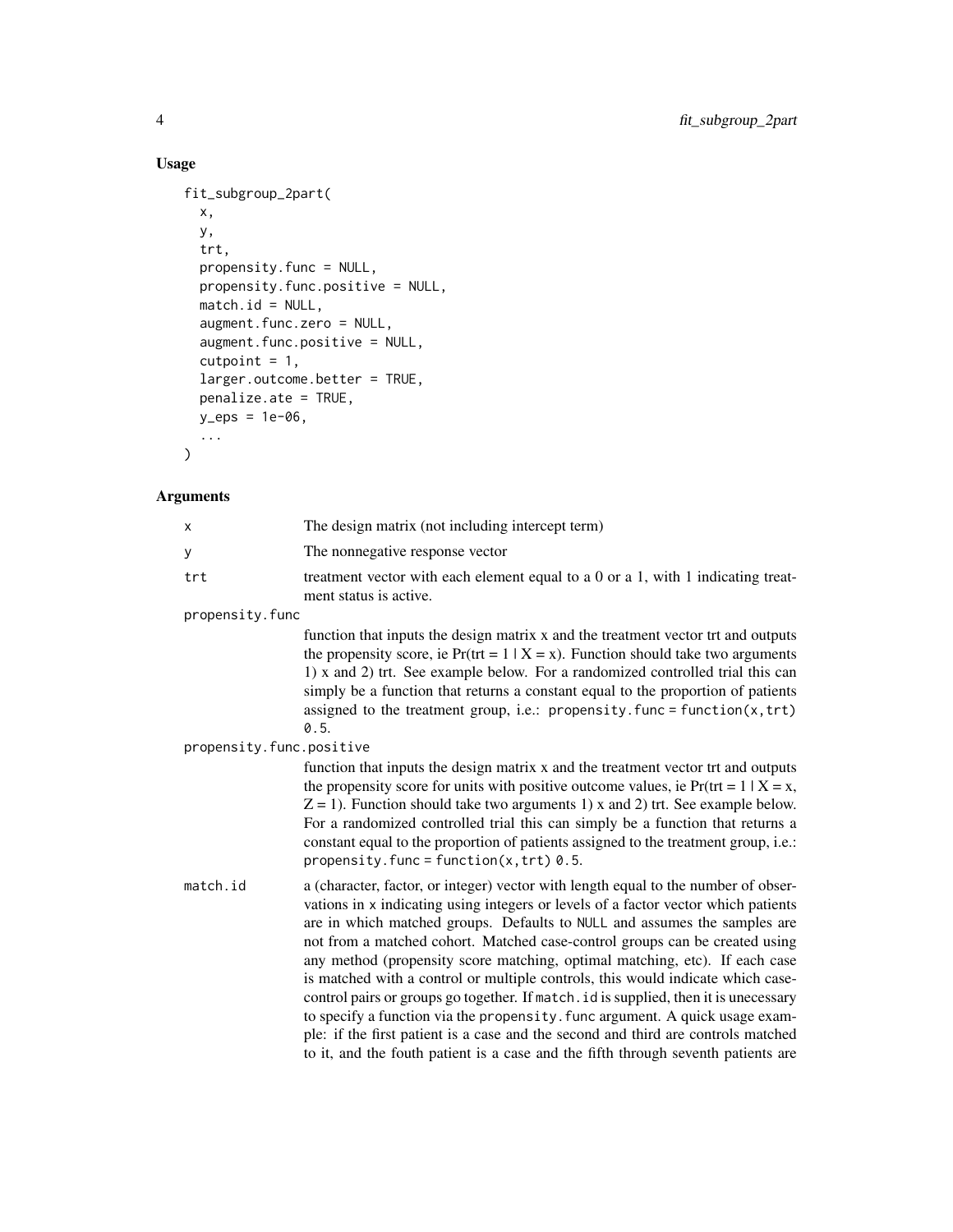## Usage

```
fit_subgroup_2part(
  x,
  y,
  trt,
  propensity.func = NULL,
  propensity.func.positive = NULL,
  match.id = NULL,
  augment.func.zero = NULL,
  augment.func.positive = NULL,
  cutpoint = 1,
  larger.outcome.better = TRUE,
  penalize.ate = TRUE,
  y_eps = 1e-06,
  ...
)
```

## Arguments

`x` The design matrix (not including intercept term)

`y` The nonnegative response vector

`trt` treatment vector with each element equal to a 0 or a 1, with 1 indicating treatment status is active.

`propensity.func` function that inputs the design matrix x and the treatment vector trt and outputs the propensity score, ie Pr(trt = 1 | X = x). Function should take two arguments 1) x and 2) trt. See example below. For a randomized controlled trial this can simply be a function that returns a constant equal to the proportion of patients assigned to the treatment group, i.e.: `propensity.func = function(x,trt) 0.5`.

`propensity.func.positive` function that inputs the design matrix x and the treatment vector trt and outputs the propensity score for units with positive outcome values, ie Pr(trt = 1 | X = x, Z = 1). Function should take two arguments 1) x and 2) trt. See example below. For a randomized controlled trial this can simply be a function that returns a constant equal to the proportion of patients assigned to the treatment group, i.e.: `propensity.func = function(x,trt) 0.5`.

`match.id` a (character, factor, or integer) vector with length equal to the number of observations in `x` indicating using integers or levels of a factor vector which patients are in which matched groups. Defaults to `NULL` and assumes the samples are not from a matched cohort. Matched case-control groups can be created using any method (propensity score matching, optimal matching, etc). If each case is matched with a control or multiple controls, this would indicate which case-control pairs or groups go together. If `match.id` is supplied, then it is unecessary to specify a function via the `propensity.func` argument. A quick usage example: if the first patient is a case and the second and third are controls matched to it, and the fouth patient is a case and the fifth through seventh patients are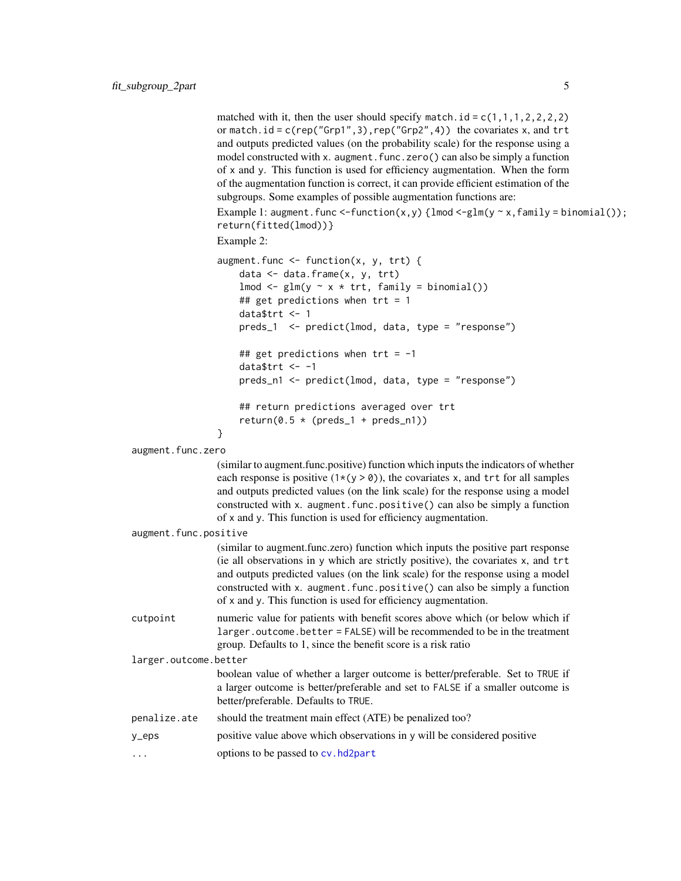matched with it, then the user should specify `match.id = c(1,1,1,2,2,2,2)` or `match.id = c(rep("Grp1",3),rep("Grp2",4))` the covariates `x`, and `trt` and outputs predicted values (on the probability scale) for the response using a model constructed with `x`. `augment.func.zero()` can also be simply a function of `x` and `y`. This function is used for efficiency augmentation. When the form of the augmentation function is correct, it can provide efficient estimation of the subgroups. Some examples of possible augmentation functions are:

Example 1: `augment.func <-function(x,y) {lmod <-glm(y ~ x,family = binomial()); return(fitted(lmod))}`

Example 2:

```
augment.func <- function(x, y, trt) {
    data <- data.frame(x, y, trt)
    lmod <- glm(y ~ x * trt, family = binomial())
    ## get predictions when trt = 1
    data$trt <- 1
    preds_1  <- predict(lmod, data, type = "response")

    ## get predictions when trt = -1
    data$trt <- -1
    preds_n1 <- predict(lmod, data, type = "response")

    ## return predictions averaged over trt
    return(0.5 * (preds_1 + preds_n1))
}
```

`augment.func.zero`
: (similar to augment.func.positive) function which inputs the indicators of whether each response is positive (`1*(y > 0)`), the covariates `x`, and `trt` for all samples and outputs predicted values (on the link scale) for the response using a model constructed with `x`. `augment.func.positive()` can also be simply a function of `x` and `y`. This function is used for efficiency augmentation.

`augment.func.positive`
: (similar to augment.func.zero) function which inputs the positive part response (ie all observations in `y` which are strictly positive), the covariates `x`, and `trt` and outputs predicted values (on the link scale) for the response using a model constructed with `x`. `augment.func.positive()` can also be simply a function of `x` and `y`. This function is used for efficiency augmentation.

`cutpoint`
: numeric value for patients with benefit scores above which (or below which if `larger.outcome.better = FALSE`) will be recommended to be in the treatment group. Defaults to 1, since the benefit score is a risk ratio

`larger.outcome.better`
: boolean value of whether a larger outcome is better/preferable. Set to `TRUE` if a larger outcome is better/preferable and set to `FALSE` if a smaller outcome is better/preferable. Defaults to `TRUE`.

`penalize.ate`
: should the treatment main effect (ATE) be penalized too?

`y_eps`
: positive value above which observations in `y` will be considered positive

`...`
: options to be passed to `cv.hd2part`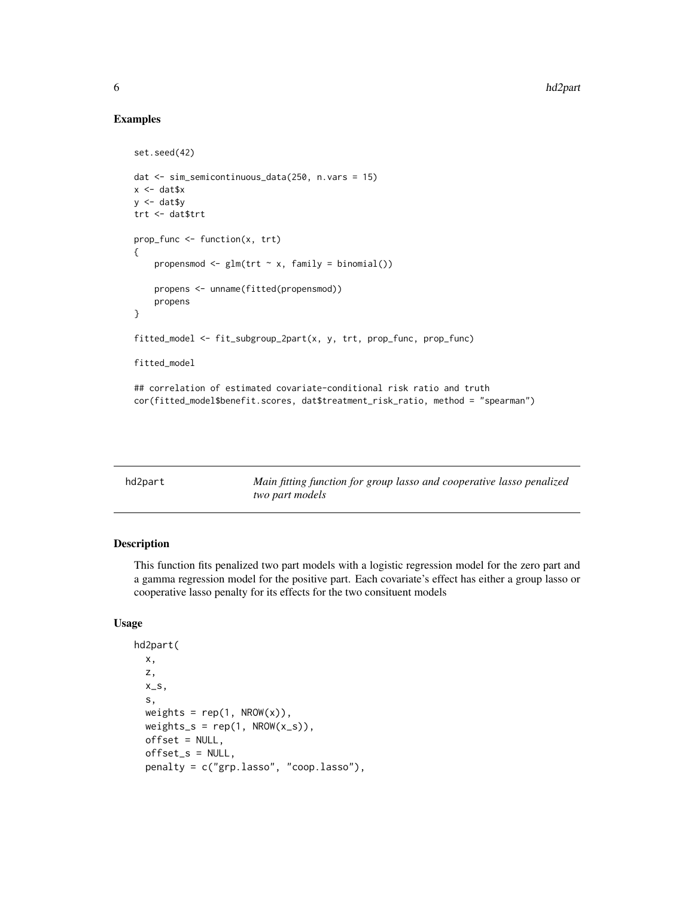## Examples

```
set.seed(42)

dat <- sim_semicontinuous_data(250, n.vars = 15)
x <- dat$x
y <- dat$y
trt <- dat$trt

prop_func <- function(x, trt)
{
    propensmod <- glm(trt ~ x, family = binomial())

    propens <- unname(fitted(propensmod))
    propens
}

fitted_model <- fit_subgroup_2part(x, y, trt, prop_func, prop_func)

fitted_model

## correlation of estimated covariate-conditional risk ratio and truth
cor(fitted_model$benefit.scores, dat$treatment_risk_ratio, method = "spearman")
```

---

# hd2part — *Main fitting function for group lasso and cooperative lasso penalized two part models*

## Description

This function fits penalized two part models with a logistic regression model for the zero part and a gamma regression model for the positive part. Each covariate's effect has either a group lasso or cooperative lasso penalty for its effects for the two consituent models

## Usage

```
hd2part(
  x,
  z,
  x_s,
  s,
  weights = rep(1, NROW(x)),
  weights_s = rep(1, NROW(x_s)),
  offset = NULL,
  offset_s = NULL,
  penalty = c("grp.lasso", "coop.lasso"),
```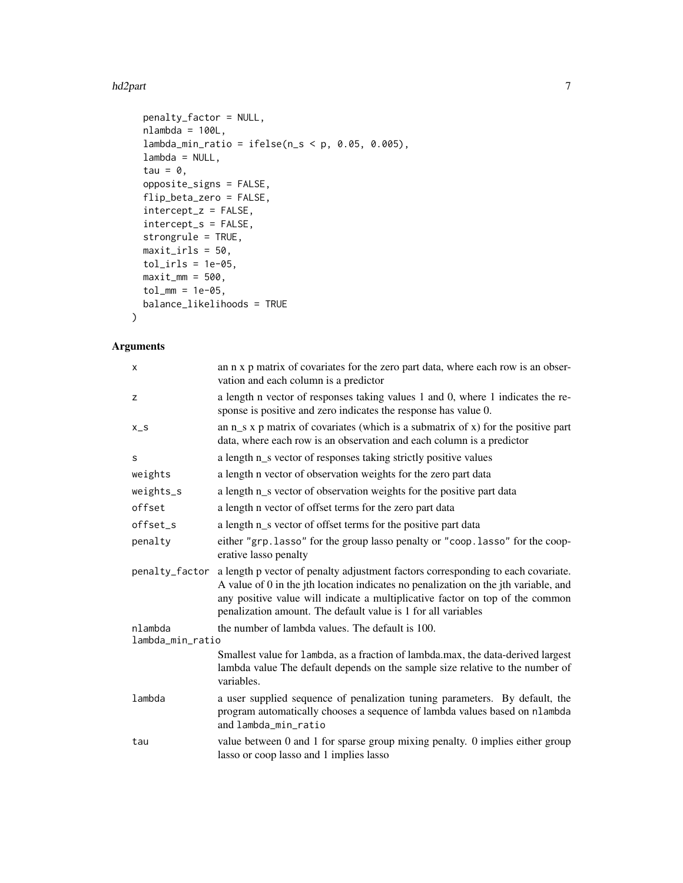```
  penalty_factor = NULL,
  nlambda = 100L,
  lambda_min_ratio = ifelse(n_s < p, 0.05, 0.005),
  lambda = NULL,
  tau = 0,
  opposite_signs = FALSE,
  flip_beta_zero = FALSE,
  intercept_z = FALSE,
  intercept_s = FALSE,
  strongrule = TRUE,
  maxit_irls = 50,
  tol_irls = 1e-05,
  maxit_mm = 500,
  tol_mm = 1e-05,
  balance_likelihoods = TRUE
)
```

## Arguments

| | |
|---|---|
| `x` | an n x p matrix of covariates for the zero part data, where each row is an observation and each column is a predictor |
| `z` | a length n vector of responses taking values 1 and 0, where 1 indicates the response is positive and zero indicates the response has value 0. |
| `x_s` | an n_s x p matrix of covariates (which is a submatrix of x) for the positive part data, where each row is an observation and each column is a predictor |
| `s` | a length n_s vector of responses taking strictly positive values |
| `weights` | a length n vector of observation weights for the zero part data |
| `weights_s` | a length n_s vector of observation weights for the positive part data |
| `offset` | a length n vector of offset terms for the zero part data |
| `offset_s` | a length n_s vector of offset terms for the positive part data |
| `penalty` | either `"grp.lasso"` for the group lasso penalty or `"coop.lasso"` for the cooperative lasso penalty |
| `penalty_factor` | a length p vector of penalty adjustment factors corresponding to each covariate. A value of 0 in the jth location indicates no penalization on the jth variable, and any positive value will indicate a multiplicative factor on top of the common penalization amount. The default value is 1 for all variables |
| `nlambda` | the number of lambda values. The default is 100. |
| `lambda_min_ratio` | Smallest value for `lambda`, as a fraction of lambda.max, the data-derived largest lambda value The default depends on the sample size relative to the number of variables. |
| `lambda` | a user supplied sequence of penalization tuning parameters. By default, the program automatically chooses a sequence of lambda values based on `nlambda` and `lambda_min_ratio` |
| `tau` | value between 0 and 1 for sparse group mixing penalty. 0 implies either group lasso or coop lasso and 1 implies lasso |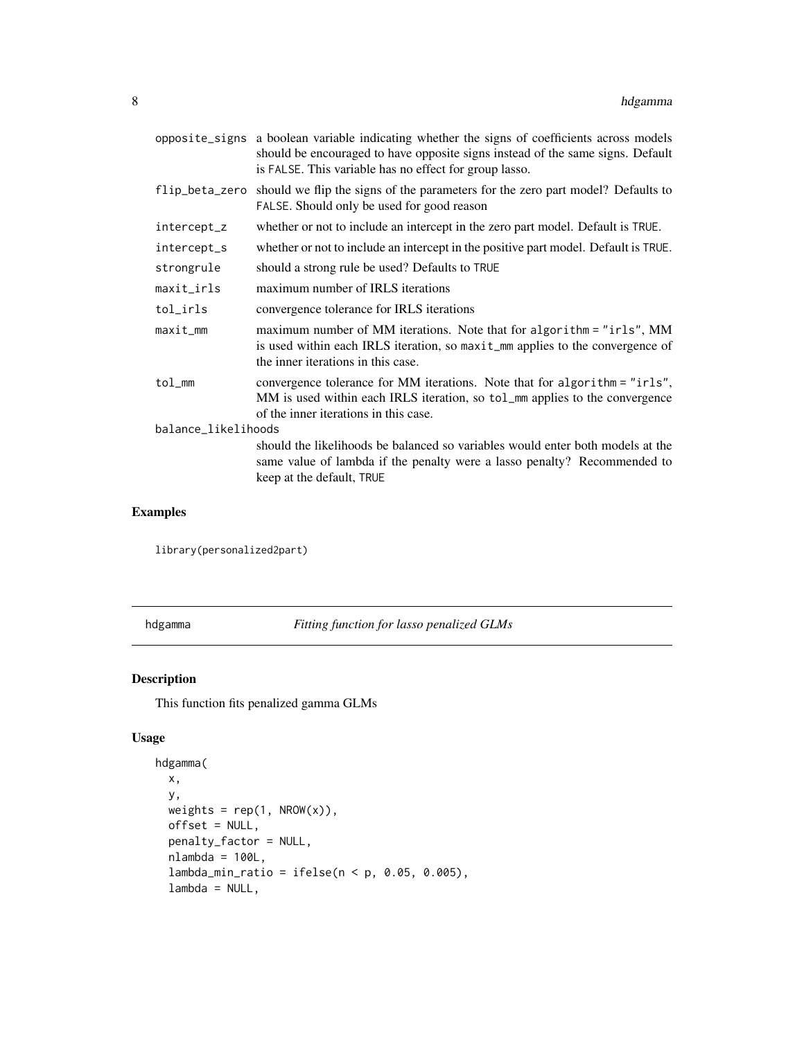| | |
|---|---|
| opposite_signs | a boolean variable indicating whether the signs of coefficients across models should be encouraged to have opposite signs instead of the same signs. Default is FALSE. This variable has no effect for group lasso. |
| flip_beta_zero | should we flip the signs of the parameters for the zero part model? Defaults to FALSE. Should only be used for good reason |
| intercept_z | whether or not to include an intercept in the zero part model. Default is TRUE. |
| intercept_s | whether or not to include an intercept in the positive part model. Default is TRUE. |
| strongrule | should a strong rule be used? Defaults to TRUE |
| maxit_irls | maximum number of IRLS iterations |
| tol_irls | convergence tolerance for IRLS iterations |
| maxit_mm | maximum number of MM iterations. Note that for algorithm = "irls", MM is used within each IRLS iteration, so maxit_mm applies to the convergence of the inner iterations in this case. |
| tol_mm | convergence tolerance for MM iterations. Note that for algorithm = "irls", MM is used within each IRLS iteration, so tol_mm applies to the convergence of the inner iterations in this case. |
| balance_likelihoods | should the likelihoods be balanced so variables would enter both models at the same value of lambda if the penalty were a lasso penalty? Recommended to keep at the default, TRUE |

## Examples

```
library(personalized2part)
```

---

# hdgamma — *Fitting function for lasso penalized GLMs*

## Description

This function fits penalized gamma GLMs

## Usage

```
hdgamma(
  x,
  y,
  weights = rep(1, NROW(x)),
  offset = NULL,
  penalty_factor = NULL,
  nlambda = 100L,
  lambda_min_ratio = ifelse(n < p, 0.05, 0.005),
  lambda = NULL,
```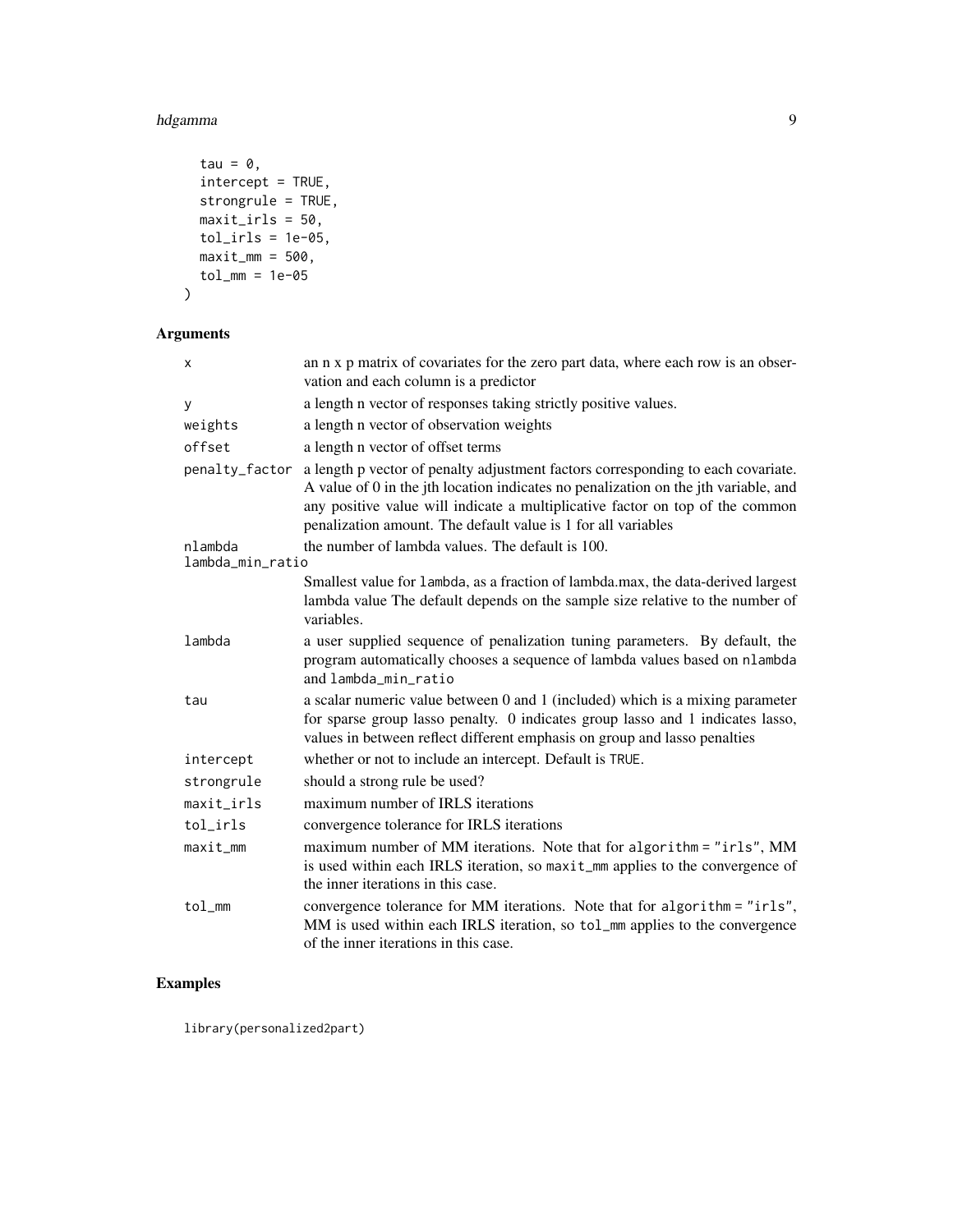```
  tau = 0,
  intercept = TRUE,
  strongrule = TRUE,
  maxit_irls = 50,
  tol_irls = 1e-05,
  maxit_mm = 500,
  tol_mm = 1e-05
)
```

## Arguments

| | |
|---|---|
| x | an n x p matrix of covariates for the zero part data, where each row is an observation and each column is a predictor |
| y | a length n vector of responses taking strictly positive values. |
| weights | a length n vector of observation weights |
| offset | a length n vector of offset terms |
| penalty_factor | a length p vector of penalty adjustment factors corresponding to each covariate. A value of 0 in the jth location indicates no penalization on the jth variable, and any positive value will indicate a multiplicative factor on top of the common penalization amount. The default value is 1 for all variables |
| nlambda | the number of lambda values. The default is 100. |
| lambda_min_ratio | Smallest value for `lambda`, as a fraction of lambda.max, the data-derived largest lambda value The default depends on the sample size relative to the number of variables. |
| lambda | a user supplied sequence of penalization tuning parameters. By default, the program automatically chooses a sequence of lambda values based on `nlambda` and `lambda_min_ratio` |
| tau | a scalar numeric value between 0 and 1 (included) which is a mixing parameter for sparse group lasso penalty. 0 indicates group lasso and 1 indicates lasso, values in between reflect different emphasis on group and lasso penalties |
| intercept | whether or not to include an intercept. Default is `TRUE`. |
| strongrule | should a strong rule be used? |
| maxit_irls | maximum number of IRLS iterations |
| tol_irls | convergence tolerance for IRLS iterations |
| maxit_mm | maximum number of MM iterations. Note that for `algorithm = "irls"`, MM is used within each IRLS iteration, so `maxit_mm` applies to the convergence of the inner iterations in this case. |
| tol_mm | convergence tolerance for MM iterations. Note that for `algorithm = "irls"`, MM is used within each IRLS iteration, so `tol_mm` applies to the convergence of the inner iterations in this case. |

## Examples

```
library(personalized2part)
```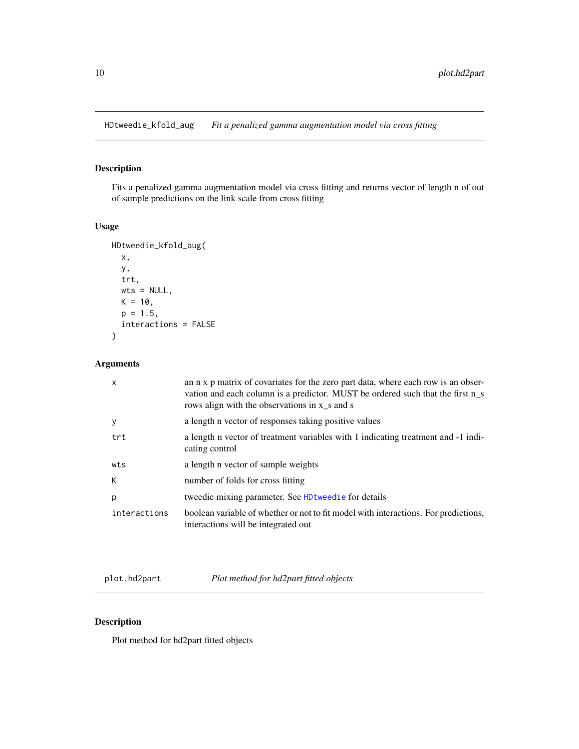## HDtweedie_kfold_aug — *Fit a penalized gamma augmentation model via cross fitting*

### Description

Fits a penalized gamma augmentation model via cross fitting and returns vector of length n of out of sample predictions on the link scale from cross fitting

### Usage

```
HDtweedie_kfold_aug(
  x,
  y,
  trt,
  wts = NULL,
  K = 10,
  p = 1.5,
  interactions = FALSE
)
```

### Arguments

| | |
|---|---|
| `x` | an n x p matrix of covariates for the zero part data, where each row is an observation and each column is a predictor. MUST be ordered such that the first n_s rows align with the observations in x_s and s |
| `y` | a length n vector of responses taking positive values |
| `trt` | a length n vector of treatment variables with 1 indicating treatment and -1 indicating control |
| `wts` | a length n vector of sample weights |
| `K` | number of folds for cross fitting |
| `p` | tweedie mixing parameter. See `HDtweedie` for details |
| `interactions` | boolean variable of whether or not to fit model with interactions. For predictions, interactions will be integrated out |

## plot.hd2part — *Plot method for hd2part fitted objects*

### Description

Plot method for hd2part fitted objects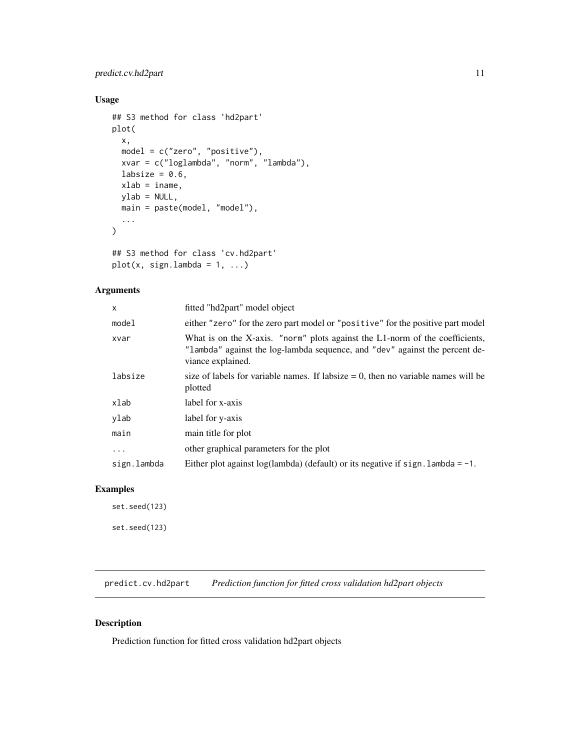## Usage

```
## S3 method for class 'hd2part'
plot(
  x,
  model = c("zero", "positive"),
  xvar = c("loglambda", "norm", "lambda"),
  labsize = 0.6,
  xlab = iname,
  ylab = NULL,
  main = paste(model, "model"),
  ...
)

## S3 method for class 'cv.hd2part'
plot(x, sign.lambda = 1, ...)
```

## Arguments

| | |
|---|---|
| x | fitted "hd2part" model object |
| model | either "zero" for the zero part model or "positive" for the positive part model |
| xvar | What is on the X-axis. "norm" plots against the L1-norm of the coefficients, "lambda" against the log-lambda sequence, and "dev" against the percent deviance explained. |
| labsize | size of labels for variable names. If labsize = 0, then no variable names will be plotted |
| xlab | label for x-axis |
| ylab | label for y-axis |
| main | main title for plot |
| ... | other graphical parameters for the plot |
| sign.lambda | Either plot against log(lambda) (default) or its negative if sign.lambda = -1. |

## Examples

```
set.seed(123)

set.seed(123)
```

---

# predict.cv.hd2part *Prediction function for fitted cross validation hd2part objects*

## Description

Prediction function for fitted cross validation hd2part objects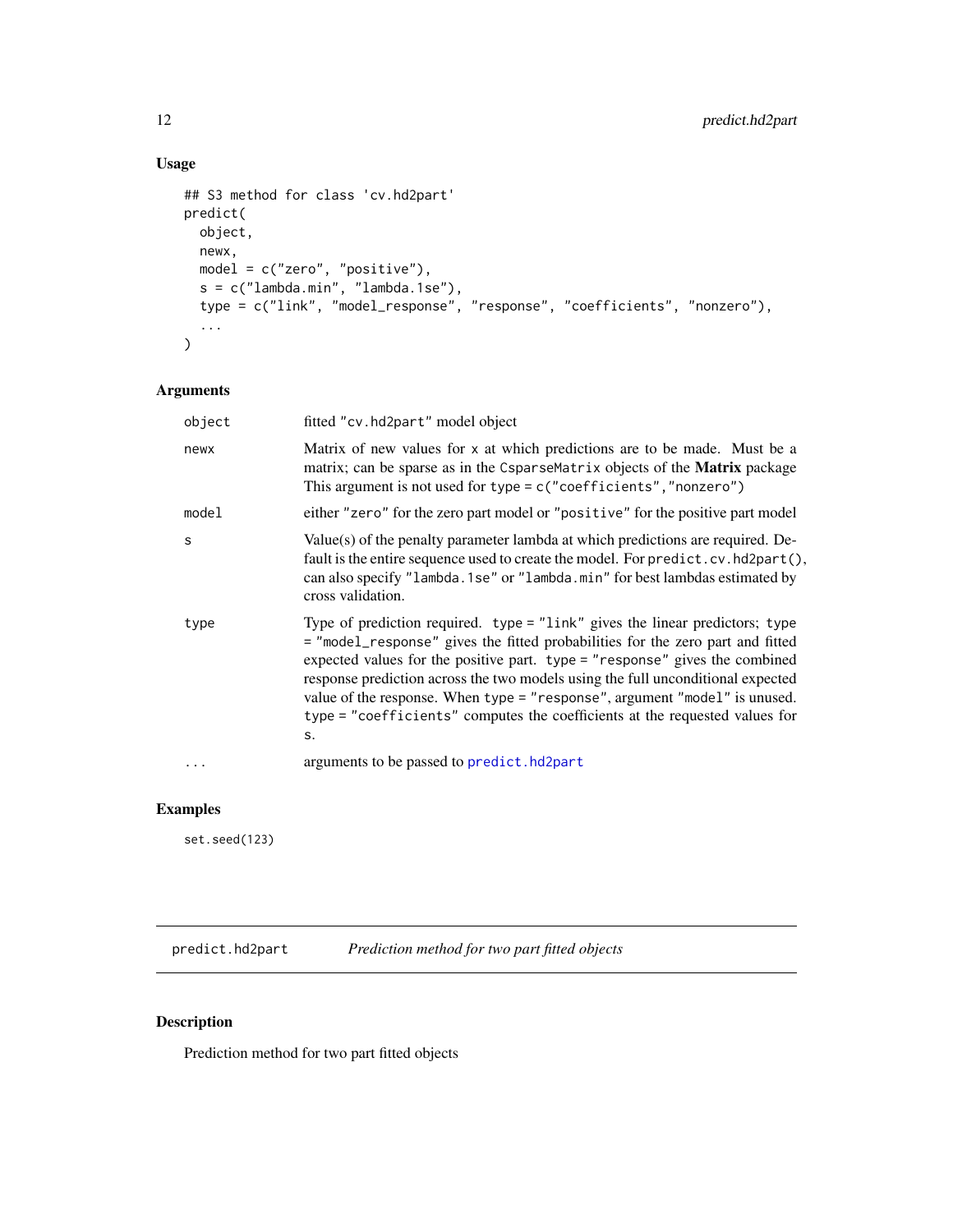## Usage

```
## S3 method for class 'cv.hd2part'
predict(
  object,
  newx,
  model = c("zero", "positive"),
  s = c("lambda.min", "lambda.1se"),
  type = c("link", "model_response", "response", "coefficients", "nonzero"),
  ...
)
```

## Arguments

| | |
|---|---|
| `object` | fitted `"cv.hd2part"` model object |
| `newx` | Matrix of new values for `x` at which predictions are to be made. Must be a matrix; can be sparse as in the `CsparseMatrix` objects of the **Matrix** package This argument is not used for `type = c("coefficients","nonzero")` |
| `model` | either `"zero"` for the zero part model or `"positive"` for the positive part model |
| `s` | Value(s) of the penalty parameter lambda at which predictions are required. Default is the entire sequence used to create the model. For `predict.cv.hd2part()`, can also specify `"lambda.1se"` or `"lambda.min"` for best lambdas estimated by cross validation. |
| `type` | Type of prediction required. `type = "link"` gives the linear predictors; `type = "model_response"` gives the fitted probabilities for the zero part and fitted expected values for the positive part. `type = "response"` gives the combined response prediction across the two models using the full unconditional expected value of the response. When `type = "response"`, argument `"model"` is unused. `type = "coefficients"` computes the coefficients at the requested values for `s`. |
| `...` | arguments to be passed to `predict.hd2part` |

## Examples

```
set.seed(123)
```

---

# predict.hd2part — *Prediction method for two part fitted objects*

## Description

Prediction method for two part fitted objects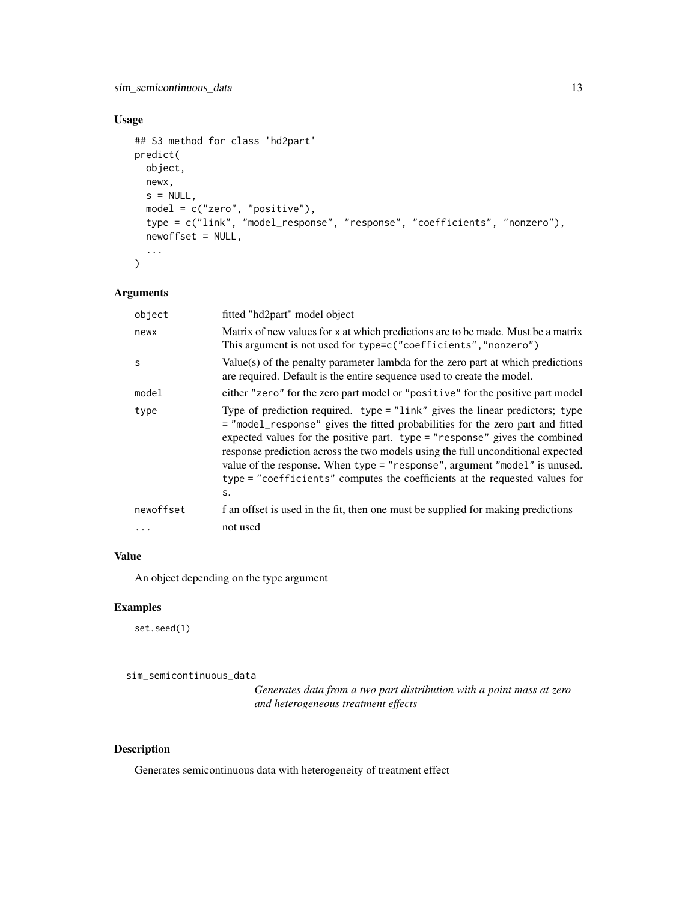## Usage

```
## S3 method for class 'hd2part'
predict(
  object,
  newx,
  s = NULL,
  model = c("zero", "positive"),
  type = c("link", "model_response", "response", "coefficients", "nonzero"),
  newoffset = NULL,
  ...
)
```

## Arguments

| | |
|---|---|
| `object` | fitted "hd2part" model object |
| `newx` | Matrix of new values for x at which predictions are to be made. Must be a matrix This argument is not used for `type=c("coefficients","nonzero")` |
| `s` | Value(s) of the penalty parameter lambda for the zero part at which predictions are required. Default is the entire sequence used to create the model. |
| `model` | either `"zero"` for the zero part model or `"positive"` for the positive part model |
| `type` | Type of prediction required. `type = "link"` gives the linear predictors; `type = "model_response"` gives the fitted probabilities for the zero part and fitted expected values for the positive part. `type = "response"` gives the combined response prediction across the two models using the full unconditional expected value of the response. When `type = "response"`, argument `"model"` is unused. `type = "coefficients"` computes the coefficients at the requested values for `s`. |
| `newoffset` | f an offset is used in the fit, then one must be supplied for making predictions |
| `...` | not used |

## Value

An object depending on the type argument

## Examples

```
set.seed(1)
```

---

`sim_semicontinuous_data` *Generates data from a two part distribution with a point mass at zero and heterogeneous treatment effects*

---

## Description

Generates semicontinuous data with heterogeneity of treatment effect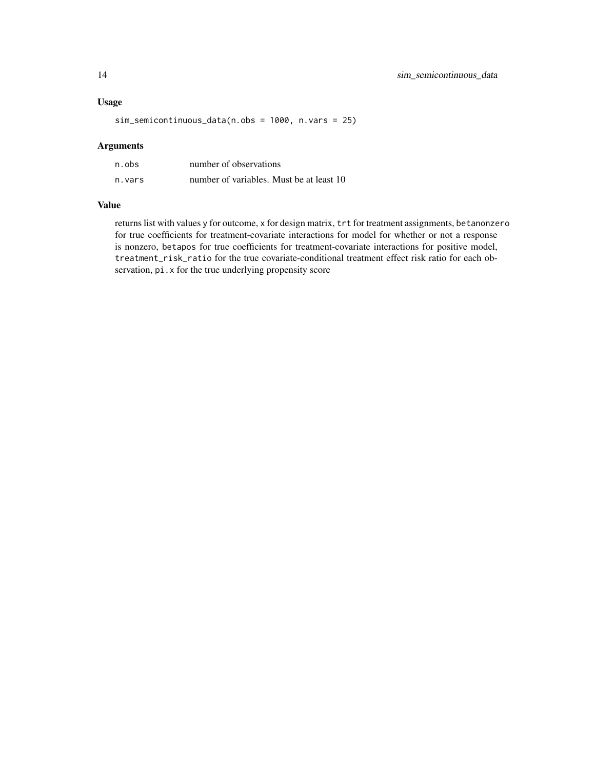### Usage

```
sim_semicontinuous_data(n.obs = 1000, n.vars = 25)
```

### Arguments

| | |
|---|---|
| `n.obs` | number of observations |
| `n.vars` | number of variables. Must be at least 10 |

### Value

returns list with values `y` for outcome, `x` for design matrix, `trt` for treatment assignments, `betanonzero` for true coefficients for treatment-covariate interactions for model for whether or not a response is nonzero, `betapos` for true coefficients for treatment-covariate interactions for positive model, `treatment_risk_ratio` for the true covariate-conditional treatment effect risk ratio for each observation, `pi.x` for the true underlying propensity score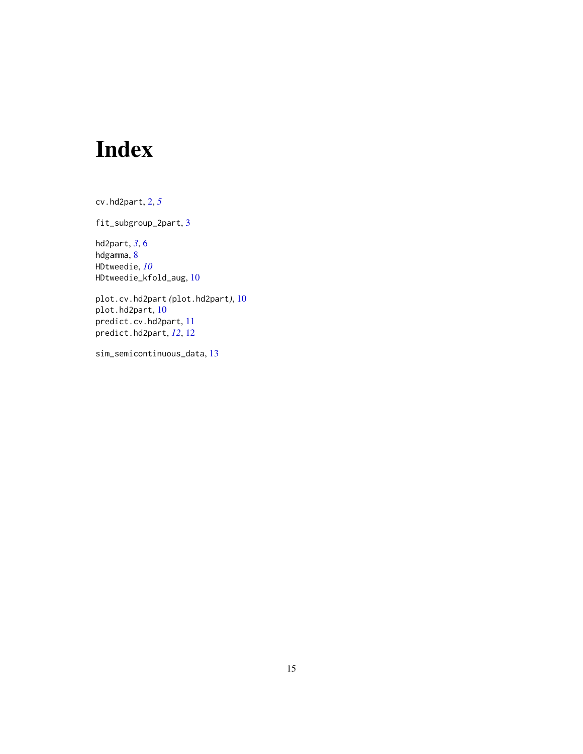# Index

cv.hd2part, 2, *5*

fit_subgroup_2part, 3

hd2part, *3*, 6
hdgamma, 8
HDtweedie, *10*
HDtweedie_kfold_aug, 10

plot.cv.hd2part *(*plot.hd2part*)*, 10
plot.hd2part, 10
predict.cv.hd2part, 11
predict.hd2part, *12*, 12

sim_semicontinuous_data, 13